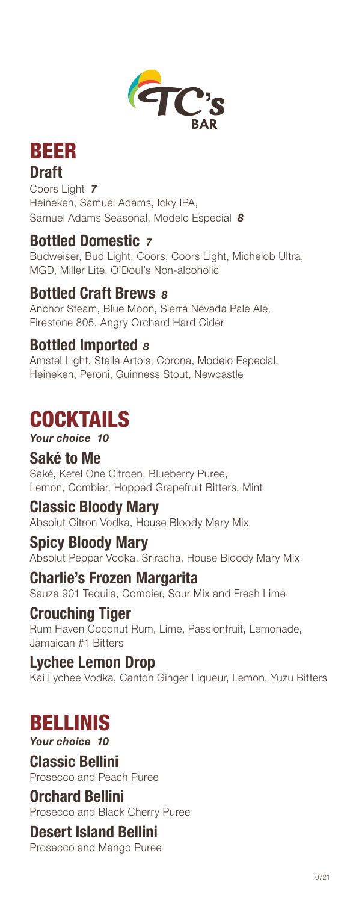TC's BAR

# BEER

## Draft

Coors Light *7*
Heineken, Samuel Adams, Icky IPA, Samuel Adams Seasonal, Modelo Especial *8*

## Bottled Domestic *7*

Budweiser, Bud Light, Coors, Coors Light, Michelob Ultra, MGD, Miller Lite, O'Doul's Non-alcoholic

## Bottled Craft Brews *8*

Anchor Steam, Blue Moon, Sierra Nevada Pale Ale, Firestone 805, Angry Orchard Hard Cider

## Bottled Imported *8*

Amstel Light, Stella Artois, Corona, Modelo Especial, Heineken, Peroni, Guinness Stout, Newcastle

# COCKTAILS

***Your choice 10***

## Saké to Me

Saké, Ketel One Citroen, Blueberry Puree, Lemon, Combier, Hopped Grapefruit Bitters, Mint

## Classic Bloody Mary

Absolut Citron Vodka, House Bloody Mary Mix

## Spicy Bloody Mary

Absolut Peppar Vodka, Sriracha, House Bloody Mary Mix

## Charlie's Frozen Margarita

Sauza 901 Tequila, Combier, Sour Mix and Fresh Lime

## Crouching Tiger

Rum Haven Coconut Rum, Lime, Passionfruit, Lemonade, Jamaican #1 Bitters

## Lychee Lemon Drop

Kai Lychee Vodka, Canton Ginger Liqueur, Lemon, Yuzu Bitters

# BELLINIS

***Your choice 10***

## Classic Bellini

Prosecco and Peach Puree

## Orchard Bellini

Prosecco and Black Cherry Puree

## Desert Island Bellini

Prosecco and Mango Puree

0721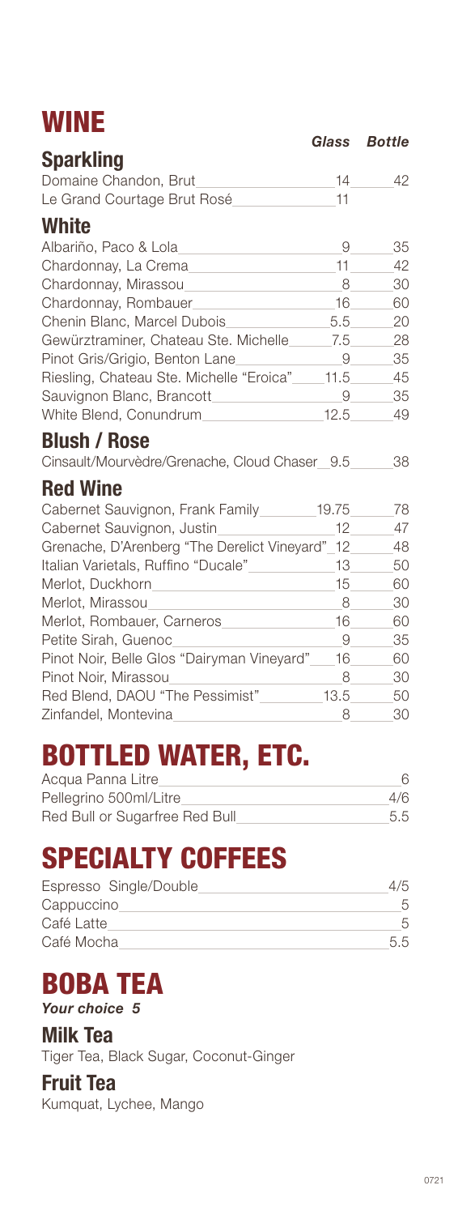# WINE

| | Glass | Bottle |
|---|---|---|
| **Sparkling** | | |
| Domaine Chandon, Brut | 14 | 42 |
| Le Grand Courtage Brut Rosé | 11 | |
| **White** | | |
| Albariño, Paco & Lola | 9 | 35 |
| Chardonnay, La Crema | 11 | 42 |
| Chardonnay, Mirassou | 8 | 30 |
| Chardonnay, Rombauer | 16 | 60 |
| Chenin Blanc, Marcel Dubois | 5.5 | 20 |
| Gewürztraminer, Chateau Ste. Michelle | 7.5 | 28 |
| Pinot Gris/Grigio, Benton Lane | 9 | 35 |
| Riesling, Chateau Ste. Michelle "Eroica" | 11.5 | 45 |
| Sauvignon Blanc, Brancott | 9 | 35 |
| White Blend, Conundrum | 12.5 | 49 |
| **Blush / Rose** | | |
| Cinsault/Mourvèdre/Grenache, Cloud Chaser | 9.5 | 38 |
| **Red Wine** | | |
| Cabernet Sauvignon, Frank Family | 19.75 | 78 |
| Cabernet Sauvignon, Justin | 12 | 47 |
| Grenache, D'Arenberg "The Derelict Vineyard" | 12 | 48 |
| Italian Varietals, Ruffino "Ducale" | 13 | 50 |
| Merlot, Duckhorn | 15 | 60 |
| Merlot, Mirassou | 8 | 30 |
| Merlot, Rombauer, Carneros | 16 | 60 |
| Petite Sirah, Guenoc | 9 | 35 |
| Pinot Noir, Belle Glos "Dairyman Vineyard" | 16 | 60 |
| Pinot Noir, Mirassou | 8 | 30 |
| Red Blend, DAOU "The Pessimist" | 13.5 | 50 |
| Zinfandel, Montevina | 8 | 30 |

# BOTTLED WATER, ETC.

| | |
|---|---|
| Acqua Panna Litre | 6 |
| Pellegrino 500ml/Litre | 4/6 |
| Red Bull or Sugarfree Red Bull | 5.5 |

# SPECIALTY COFFEES

| | |
|---|---|
| Espresso Single/Double | 4/5 |
| Cappuccino | 5 |
| Café Latte | 5 |
| Café Mocha | 5.5 |

# BOBA TEA

***Your choice 5***

## Milk Tea

Tiger Tea, Black Sugar, Coconut-Ginger

## Fruit Tea

Kumquat, Lychee, Mango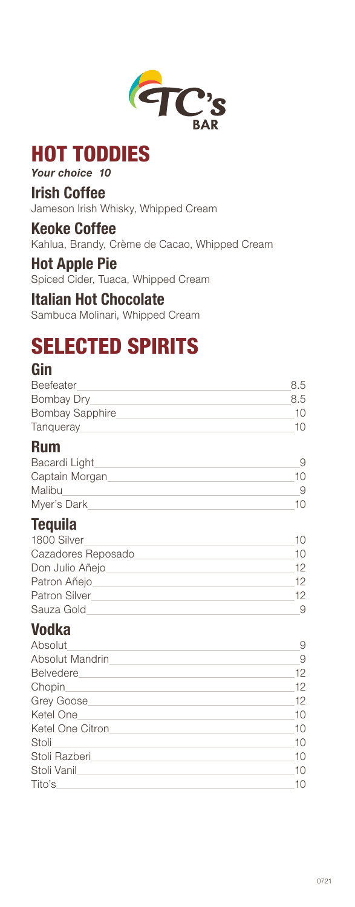TC's BAR

# HOT TODDIES

***Your choice 10***

### Irish Coffee
Jameson Irish Whisky, Whipped Cream

### Keoke Coffee
Kahlua, Brandy, Crème de Cacao, Whipped Cream

### Hot Apple Pie
Spiced Cider, Tuaca, Whipped Cream

### Italian Hot Chocolate
Sambuca Molinari, Whipped Cream

# SELECTED SPIRITS

## Gin

| | |
|---|---|
| Beefeater | 8.5 |
| Bombay Dry | 8.5 |
| Bombay Sapphire | 10 |
| Tanqueray | 10 |

## Rum

| | |
|---|---|
| Bacardi Light | 9 |
| Captain Morgan | 10 |
| Malibu | 9 |
| Myer's Dark | 10 |

## Tequila

| | |
|---|---|
| 1800 Silver | 10 |
| Cazadores Reposado | 10 |
| Don Julio Añejo | 12 |
| Patron Añejo | 12 |
| Patron Silver | 12 |
| Sauza Gold | 9 |

## Vodka

| | |
|---|---|
| Absolut | 9 |
| Absolut Mandrin | 9 |
| Belvedere | 12 |
| Chopin | 12 |
| Grey Goose | 12 |
| Ketel One | 10 |
| Ketel One Citron | 10 |
| Stoli | 10 |
| Stoli Razberi | 10 |
| Stoli Vanil | 10 |
| Tito's | 10 |

0721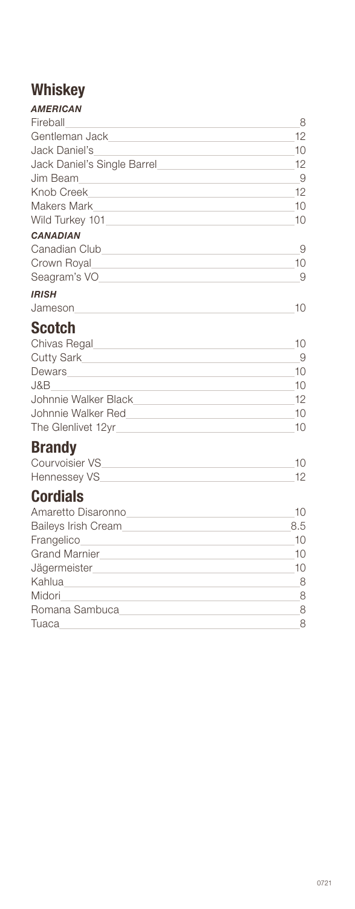# Whiskey

***AMERICAN***

| | |
|---|---|
| Fireball | 8 |
| Gentleman Jack | 12 |
| Jack Daniel's | 10 |
| Jack Daniel's Single Barrel | 12 |
| Jim Beam | 9 |
| Knob Creek | 12 |
| Makers Mark | 10 |
| Wild Turkey 101 | 10 |

***CANADIAN***

| | |
|---|---|
| Canadian Club | 9 |
| Crown Royal | 10 |
| Seagram's VO | 9 |

***IRISH***

| | |
|---|---|
| Jameson | 10 |

# Scotch

| | |
|---|---|
| Chivas Regal | 10 |
| Cutty Sark | 9 |
| Dewars | 10 |
| J&B | 10 |
| Johnnie Walker Black | 12 |
| Johnnie Walker Red | 10 |
| The Glenlivet 12yr | 10 |

# Brandy

| | |
|---|---|
| Courvoisier VS | 10 |
| Hennessey VS | 12 |

# Cordials

| | |
|---|---|
| Amaretto Disaronno | 10 |
| Baileys Irish Cream | 8.5 |
| Frangelico | 10 |
| Grand Marnier | 10 |
| Jägermeister | 10 |
| Kahlua | 8 |
| Midori | 8 |
| Romana Sambuca | 8 |
| Tuaca | 8 |

0721